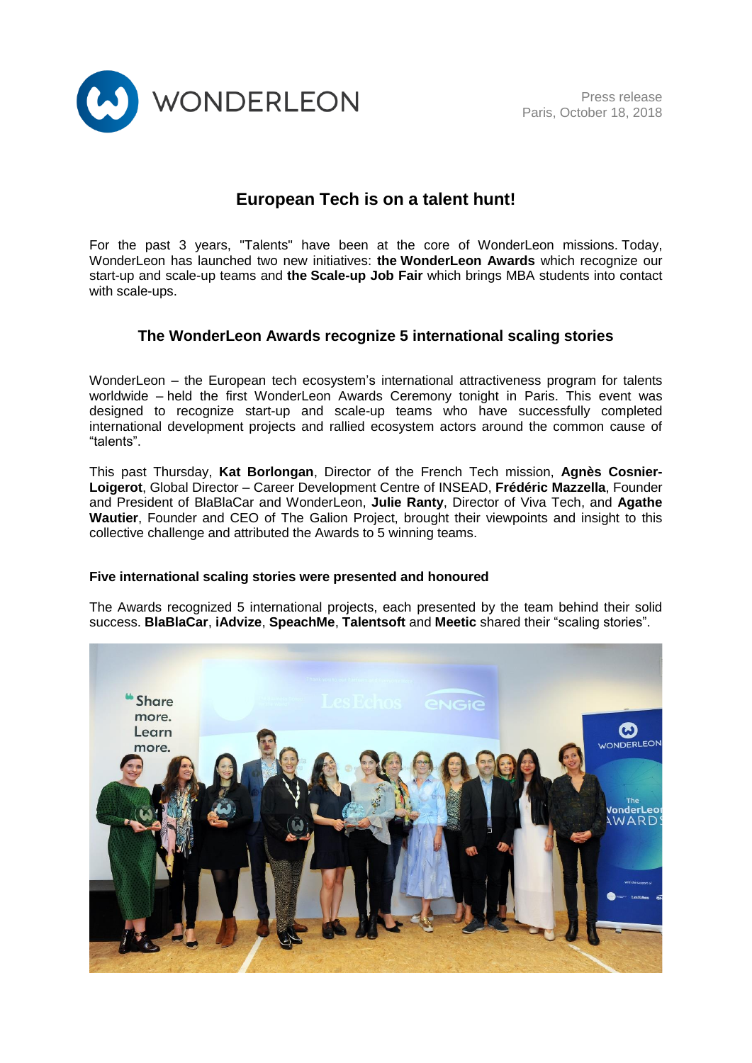WONDERLEON

Press release
Paris, October 18, 2018

# European Tech is on a talent hunt!

For the past 3 years, "Talents" have been at the core of WonderLeon missions. Today, WonderLeon has launched two new initiatives: **the WonderLeon Awards** which recognize our start-up and scale-up teams and **the Scale-up Job Fair** which brings MBA students into contact with scale-ups.

## The WonderLeon Awards recognize 5 international scaling stories

WonderLeon – the European tech ecosystem's international attractiveness program for talents worldwide – held the first WonderLeon Awards Ceremony tonight in Paris. This event was designed to recognize start-up and scale-up teams who have successfully completed international development projects and rallied ecosystem actors around the common cause of "talents".

This past Thursday, **Kat Borlongan**, Director of the French Tech mission, **Agnès Cosnier-Loigerot**, Global Director – Career Development Centre of INSEAD, **Frédéric Mazzella**, Founder and President of BlaBlaCar and WonderLeon, **Julie Ranty**, Director of Viva Tech, and **Agathe Wautier**, Founder and CEO of The Galion Project, brought their viewpoints and insight to this collective challenge and attributed the Awards to 5 winning teams.

### Five international scaling stories were presented and honoured

The Awards recognized 5 international projects, each presented by the team behind their solid success. **BlaBlaCar**, **iAdvize**, **SpeachMe**, **Talentsoft** and **Meetic** shared their "scaling stories".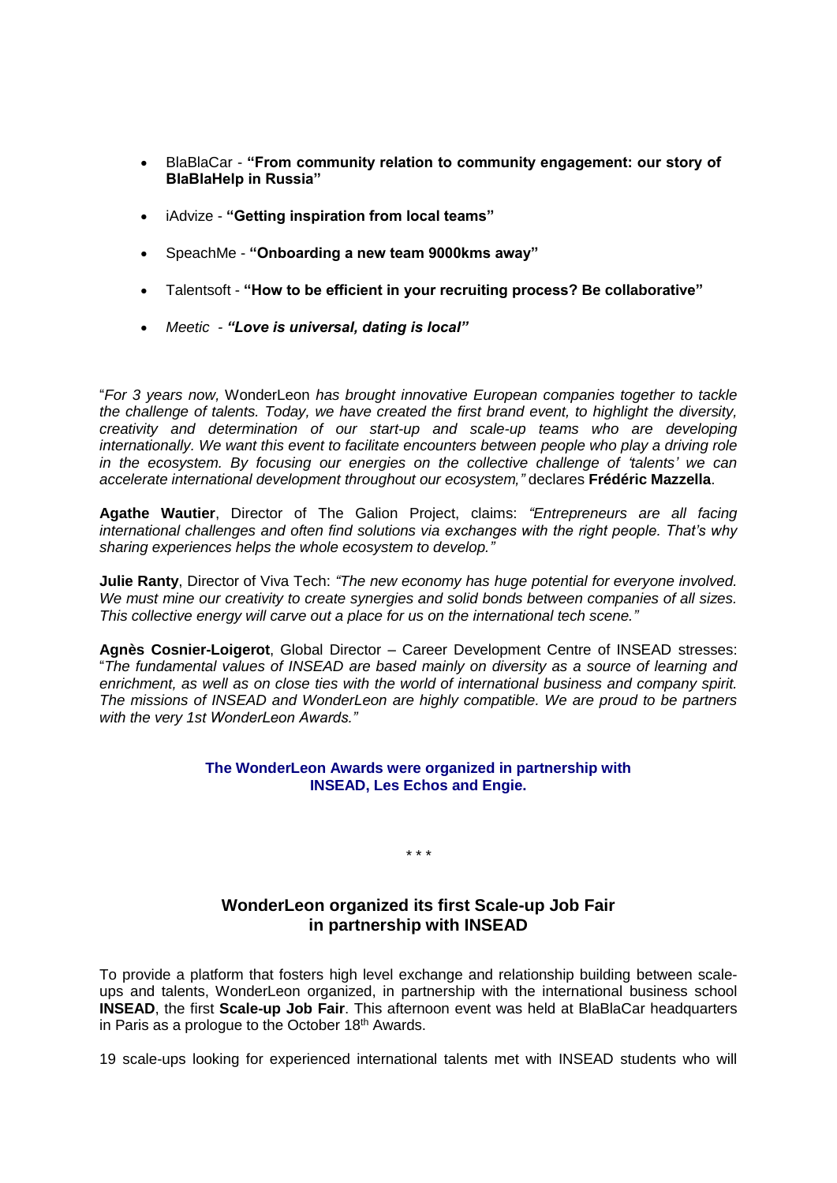- BlaBlaCar - **"From community relation to community engagement: our story of BlaBlaHelp in Russia"**
- iAdvize - **"Getting inspiration from local teams"**
- SpeachMe - **"Onboarding a new team 9000kms away"**
- Talentsoft - **"How to be efficient in your recruiting process? Be collaborative"**
- *Meetic - **"Love is universal, dating is local"***

"*For 3 years now,* WonderLeon *has brought innovative European companies together to tackle the challenge of talents. Today, we have created the first brand event, to highlight the diversity, creativity and determination of our start-up and scale-up teams who are developing internationally. We want this event to facilitate encounters between people who play a driving role in the ecosystem. By focusing our energies on the collective challenge of 'talents' we can accelerate international development throughout our ecosystem,"* declares **Frédéric Mazzella**.

**Agathe Wautier**, Director of The Galion Project, claims: *"Entrepreneurs are all facing international challenges and often find solutions via exchanges with the right people. That's why sharing experiences helps the whole ecosystem to develop."*

**Julie Ranty**, Director of Viva Tech: *"The new economy has huge potential for everyone involved. We must mine our creativity to create synergies and solid bonds between companies of all sizes. This collective energy will carve out a place for us on the international tech scene."*

**Agnès Cosnier-Loigerot**, Global Director – Career Development Centre of INSEAD stresses: "*The fundamental values of INSEAD are based mainly on diversity as a source of learning and enrichment, as well as on close ties with the world of international business and company spirit. The missions of INSEAD and WonderLeon are highly compatible. We are proud to be partners with the very 1st WonderLeon Awards."*

**The WonderLeon Awards were organized in partnership with INSEAD, Les Echos and Engie.**

\* \* \*

## WonderLeon organized its first Scale-up Job Fair in partnership with INSEAD

To provide a platform that fosters high level exchange and relationship building between scale-ups and talents, WonderLeon organized, in partnership with the international business school **INSEAD**, the first **Scale-up Job Fair**. This afternoon event was held at BlaBlaCar headquarters in Paris as a prologue to the October 18th Awards.

19 scale-ups looking for experienced international talents met with INSEAD students who will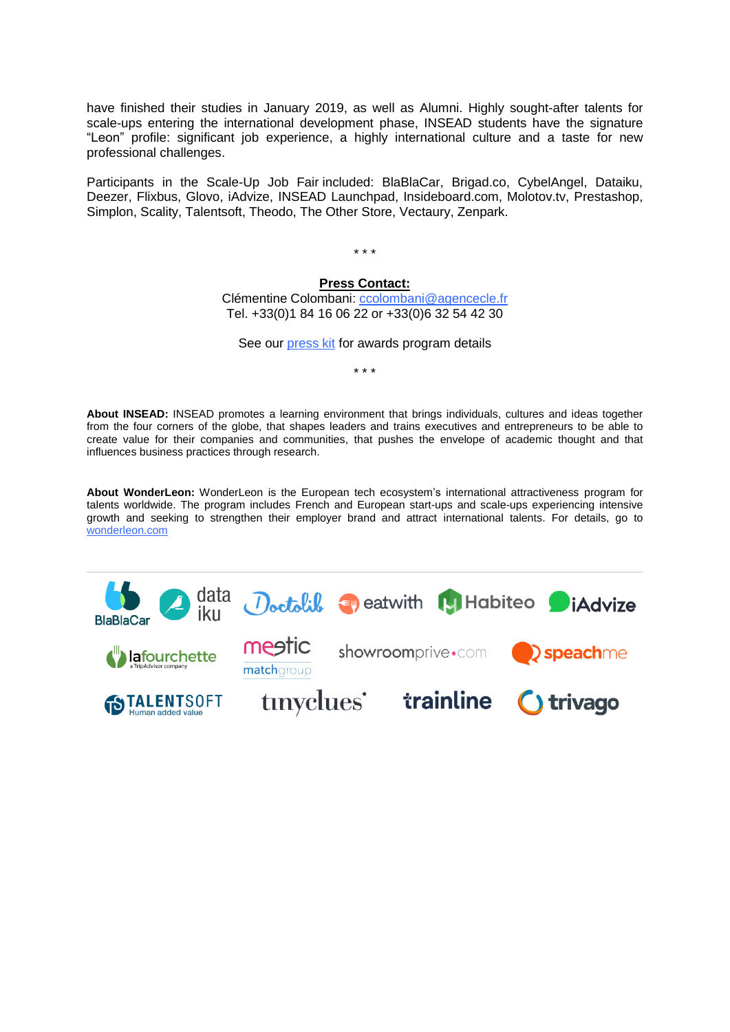have finished their studies in January 2019, as well as Alumni. Highly sought-after talents for scale-ups entering the international development phase, INSEAD students have the signature "Leon" profile: significant job experience, a highly international culture and a taste for new professional challenges.

Participants in the Scale-Up Job Fair included: BlaBlaCar, Brigad.co, CybelAngel, Dataiku, Deezer, Flixbus, Glovo, iAdvize, INSEAD Launchpad, Insideboard.com, Molotov.tv, Prestashop, Simplon, Scality, Talentsoft, Theodo, The Other Store, Vectaury, Zenpark.

\* \* \*

**Press Contact:**
Clémentine Colombani: ccolombani@agencecle.fr
Tel. +33(0)1 84 16 06 22 or +33(0)6 32 54 42 30

See our press kit for awards program details

\* \* \*

**About INSEAD:** INSEAD promotes a learning environment that brings individuals, cultures and ideas together from the four corners of the globe, that shapes leaders and trains executives and entrepreneurs to be able to create value for their companies and communities, that pushes the envelope of academic thought and that influences business practices through research.

**About WonderLeon:** WonderLeon is the European tech ecosystem's international attractiveness program for talents worldwide. The program includes French and European start-ups and scale-ups experiencing intensive growth and seeking to strengthen their employer brand and attract international talents. For details, go to wonderleon.com

---

BlaBlaCar · dataiku · Doctolib · eatwith · Habiteo · iAdvize
lafourchette (a TripAdvisor company) · meetic matchgroup · showroomprive.com · speachme
TALENTSOFT Human added value · tinyclues · trainline · trivago